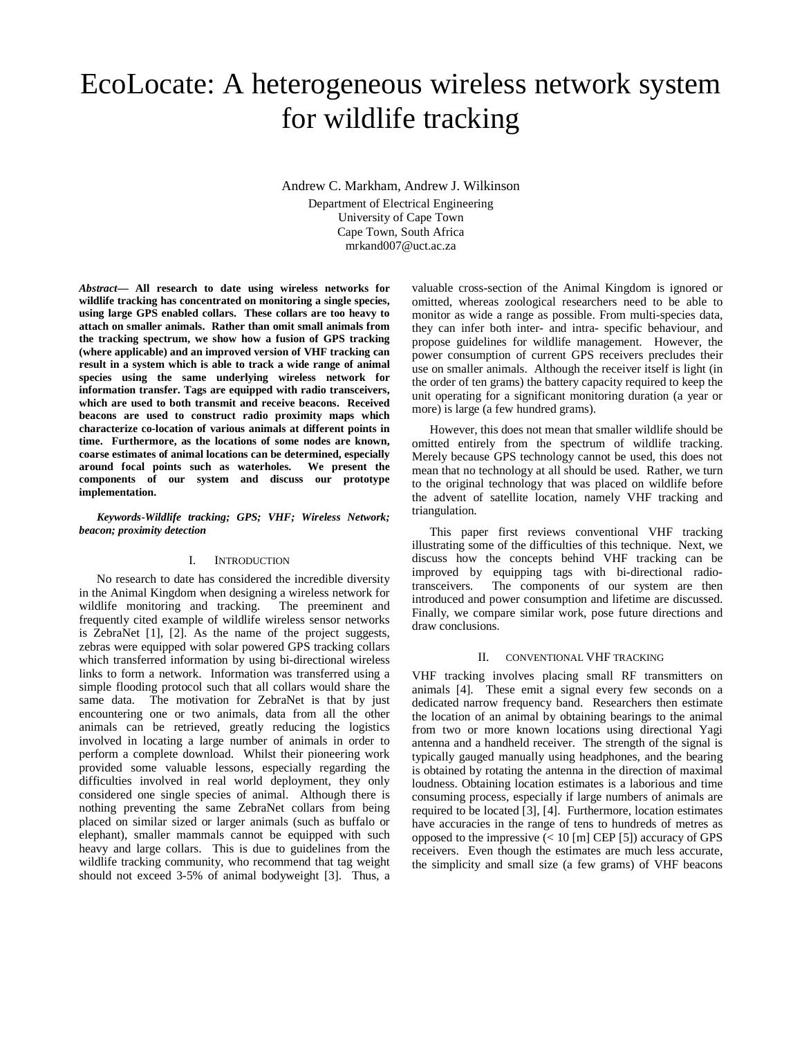# EcoLocate: A heterogeneous wireless network system for wildlife tracking

Andrew C. Markham, Andrew J. Wilkinson

Department of Electrical Engineering
University of Cape Town
Cape Town, South Africa
mrkand007@uct.ac.za

***Abstract*— All research to date using wireless networks for wildlife tracking has concentrated on monitoring a single species, using large GPS enabled collars. These collars are too heavy to attach on smaller animals. Rather than omit small animals from the tracking spectrum, we show how a fusion of GPS tracking (where applicable) and an improved version of VHF tracking can result in a system which is able to track a wide range of animal species using the same underlying wireless network for information transfer. Tags are equipped with radio transceivers, which are used to both transmit and receive beacons. Received beacons are used to construct radio proximity maps which characterize co-location of various animals at different points in time. Furthermore, as the locations of some nodes are known, coarse estimates of animal locations can be determined, especially around focal points such as waterholes. We present the components of our system and discuss our prototype implementation.**

***Keywords-Wildlife tracking; GPS; VHF; Wireless Network; beacon; proximity detection***

## I. Introduction

No research to date has considered the incredible diversity in the Animal Kingdom when designing a wireless network for wildlife monitoring and tracking. The preeminent and frequently cited example of wildlife wireless sensor networks is ZebraNet [1], [2]. As the name of the project suggests, zebras were equipped with solar powered GPS tracking collars which transferred information by using bi-directional wireless links to form a network. Information was transferred using a simple flooding protocol such that all collars would share the same data. The motivation for ZebraNet is that by just encountering one or two animals, data from all the other animals can be retrieved, greatly reducing the logistics involved in locating a large number of animals in order to perform a complete download. Whilst their pioneering work provided some valuable lessons, especially regarding the difficulties involved in real world deployment, they only considered one single species of animal. Although there is nothing preventing the same ZebraNet collars from being placed on similar sized or larger animals (such as buffalo or elephant), smaller mammals cannot be equipped with such heavy and large collars. This is due to guidelines from the wildlife tracking community, who recommend that tag weight should not exceed 3-5% of animal bodyweight [3]. Thus, a valuable cross-section of the Animal Kingdom is ignored or omitted, whereas zoological researchers need to be able to monitor as wide a range as possible. From multi-species data, they can infer both inter- and intra- specific behaviour, and propose guidelines for wildlife management. However, the power consumption of current GPS receivers precludes their use on smaller animals. Although the receiver itself is light (in the order of ten grams) the battery capacity required to keep the unit operating for a significant monitoring duration (a year or more) is large (a few hundred grams).

However, this does not mean that smaller wildlife should be omitted entirely from the spectrum of wildlife tracking. Merely because GPS technology cannot be used, this does not mean that no technology at all should be used. Rather, we turn to the original technology that was placed on wildlife before the advent of satellite location, namely VHF tracking and triangulation.

This paper first reviews conventional VHF tracking illustrating some of the difficulties of this technique. Next, we discuss how the concepts behind VHF tracking can be improved by equipping tags with bi-directional radio-transceivers. The components of our system are then introduced and power consumption and lifetime are discussed. Finally, we compare similar work, pose future directions and draw conclusions.

## II. Conventional VHF Tracking

VHF tracking involves placing small RF transmitters on animals [4]. These emit a signal every few seconds on a dedicated narrow frequency band. Researchers then estimate the location of an animal by obtaining bearings to the animal from two or more known locations using directional Yagi antenna and a handheld receiver. The strength of the signal is typically gauged manually using headphones, and the bearing is obtained by rotating the antenna in the direction of maximal loudness. Obtaining location estimates is a laborious and time consuming process, especially if large numbers of animals are required to be located [3], [4]. Furthermore, location estimates have accuracies in the range of tens to hundreds of metres as opposed to the impressive (< 10 [m] CEP [5]) accuracy of GPS receivers. Even though the estimates are much less accurate, the simplicity and small size (a few grams) of VHF beacons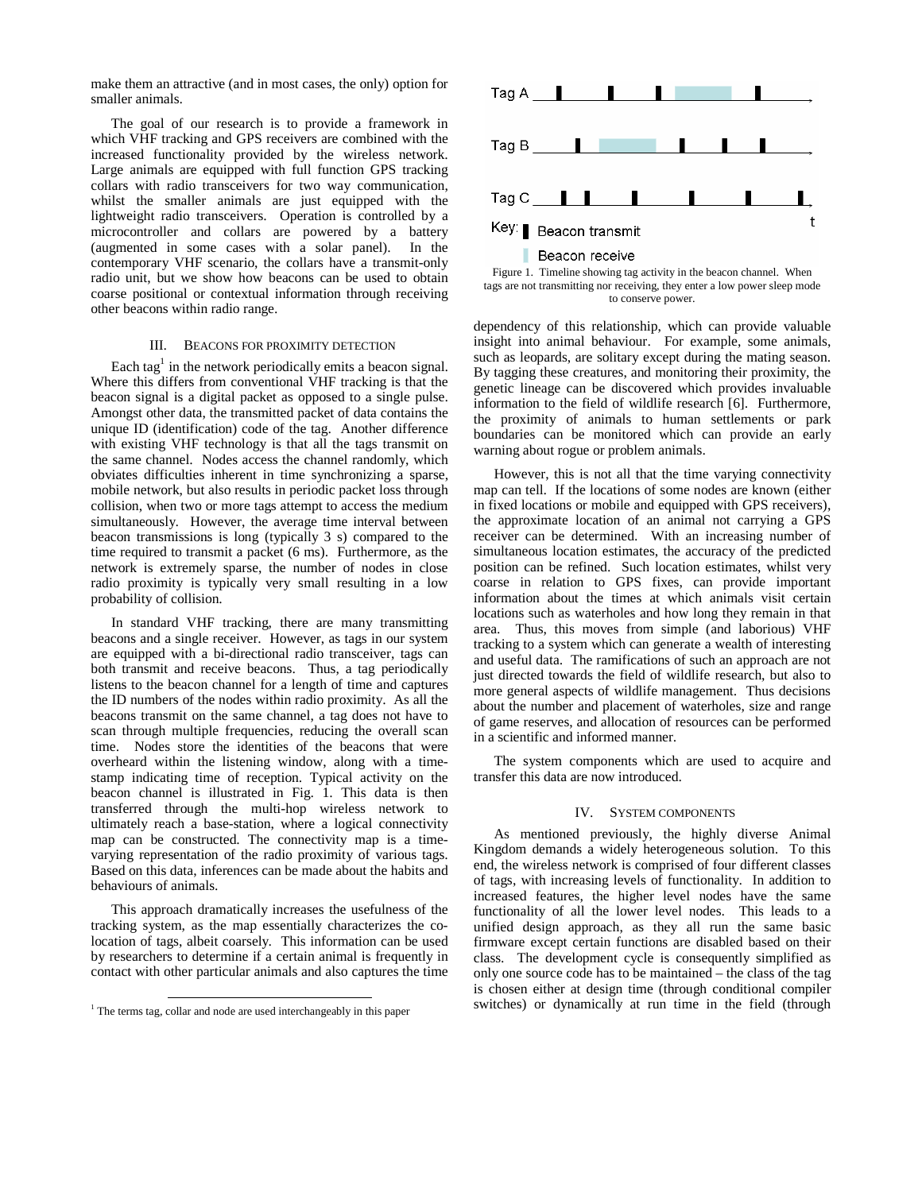make them an attractive (and in most cases, the only) option for smaller animals.

The goal of our research is to provide a framework in which VHF tracking and GPS receivers are combined with the increased functionality provided by the wireless network. Large animals are equipped with full function GPS tracking collars with radio transceivers for two way communication, whilst the smaller animals are just equipped with the lightweight radio transceivers. Operation is controlled by a microcontroller and collars are powered by a battery (augmented in some cases with a solar panel). In the contemporary VHF scenario, the collars have a transmit-only radio unit, but we show how beacons can be used to obtain coarse positional or contextual information through receiving other beacons within radio range.

## III. Beacons for proximity detection

Each tag[1] in the network periodically emits a beacon signal. Where this differs from conventional VHF tracking is that the beacon signal is a digital packet as opposed to a single pulse. Amongst other data, the transmitted packet of data contains the unique ID (identification) code of the tag. Another difference with existing VHF technology is that all the tags transmit on the same channel. Nodes access the channel randomly, which obviates difficulties inherent in time synchronizing a sparse, mobile network, but also results in periodic packet loss through collision, when two or more tags attempt to access the medium simultaneously. However, the average time interval between beacon transmissions is long (typically 3 s) compared to the time required to transmit a packet (6 ms). Furthermore, as the network is extremely sparse, the number of nodes in close radio proximity is typically very small resulting in a low probability of collision.

In standard VHF tracking, there are many transmitting beacons and a single receiver. However, as tags in our system are equipped with a bi-directional radio transceiver, tags can both transmit and receive beacons. Thus, a tag periodically listens to the beacon channel for a length of time and captures the ID numbers of the nodes within radio proximity. As all the beacons transmit on the same channel, a tag does not have to scan through multiple frequencies, reducing the overall scan time. Nodes store the identities of the beacons that were overheard within the listening window, along with a time-stamp indicating time of reception. Typical activity on the beacon channel is illustrated in Fig. 1. This data is then transferred through the multi-hop wireless network to ultimately reach a base-station, where a logical connectivity map can be constructed. The connectivity map is a time-varying representation of the radio proximity of various tags. Based on this data, inferences can be made about the habits and behaviours of animals.

This approach dramatically increases the usefulness of the tracking system, as the map essentially characterizes the co-location of tags, albeit coarsely. This information can be used by researchers to determine if a certain animal is frequently in contact with other particular animals and also captures the time dependency of this relationship, which can provide valuable insight into animal behaviour. For example, some animals, such as leopards, are solitary except during the mating season. By tagging these creatures, and monitoring their proximity, the genetic lineage can be discovered which provides invaluable information to the field of wildlife research [6]. Furthermore, the proximity of animals to human settlements or park boundaries can be monitored which can provide an early warning about rogue or problem animals.

Tag A

Tag B

Tag C

t

Key: Beacon transmit

Beacon receive

Figure 1. Timeline showing tag activity in the beacon channel. When tags are not transmitting nor receiving, they enter a low power sleep mode to conserve power.

However, this is not all that the time varying connectivity map can tell. If the locations of some nodes are known (either in fixed locations or mobile and equipped with GPS receivers), the approximate location of an animal not carrying a GPS receiver can be determined. With an increasing number of simultaneous location estimates, the accuracy of the predicted position can be refined. Such location estimates, whilst very coarse in relation to GPS fixes, can provide important information about the times at which animals visit certain locations such as waterholes and how long they remain in that area. Thus, this moves from simple (and laborious) VHF tracking to a system which can generate a wealth of interesting and useful data. The ramifications of such an approach are not just directed towards the field of wildlife research, but also to more general aspects of wildlife management. Thus decisions about the number and placement of waterholes, size and range of game reserves, and allocation of resources can be performed in a scientific and informed manner.

The system components which are used to acquire and transfer this data are now introduced.

## IV. System components

As mentioned previously, the highly diverse Animal Kingdom demands a widely heterogeneous solution. To this end, the wireless network is comprised of four different classes of tags, with increasing levels of functionality. In addition to increased features, the higher level nodes have the same functionality of all the lower level nodes. This leads to a unified design approach, as they all run the same basic firmware except certain functions are disabled based on their class. The development cycle is consequently simplified as only one source code has to be maintained – the class of the tag is chosen either at design time (through conditional compiler switches) or dynamically at run time in the field (through

[1] The terms tag, collar and node are used interchangeably in this paper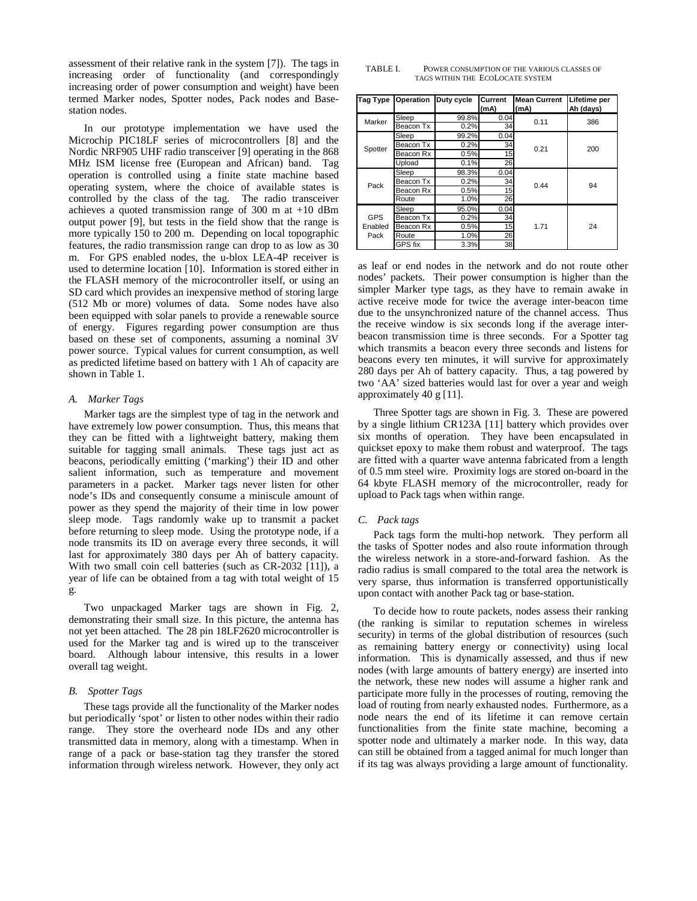assessment of their relative rank in the system [7]). The tags in increasing order of functionality (and correspondingly increasing order of power consumption and weight) have been termed Marker nodes, Spotter nodes, Pack nodes and Base-station nodes.

In our prototype implementation we have used the Microchip PIC18LF series of microcontrollers [8] and the Nordic NRF905 UHF radio transceiver [9] operating in the 868 MHz ISM license free (European and African) band. Tag operation is controlled using a finite state machine based operating system, where the choice of available states is controlled by the class of the tag. The radio transceiver achieves a quoted transmission range of 300 m at +10 dBm output power [9], but tests in the field show that the range is more typically 150 to 200 m. Depending on local topographic features, the radio transmission range can drop to as low as 30 m. For GPS enabled nodes, the u-blox LEA-4P receiver is used to determine location [10]. Information is stored either in the FLASH memory of the microcontroller itself, or using an SD card which provides an inexpensive method of storing large (512 Mb or more) volumes of data. Some nodes have also been equipped with solar panels to provide a renewable source of energy. Figures regarding power consumption are thus based on these set of components, assuming a nominal 3V power source. Typical values for current consumption, as well as predicted lifetime based on battery with 1 Ah of capacity are shown in Table 1.

### A. Marker Tags

Marker tags are the simplest type of tag in the network and have extremely low power consumption. Thus, this means that they can be fitted with a lightweight battery, making them suitable for tagging small animals. These tags just act as beacons, periodically emitting ('marking') their ID and other salient information, such as temperature and movement parameters in a packet. Marker tags never listen for other node's IDs and consequently consume a miniscule amount of power as they spend the majority of their time in low power sleep mode. Tags randomly wake up to transmit a packet before returning to sleep mode. Using the prototype node, if a node transmits its ID on average every three seconds, it will last for approximately 380 days per Ah of battery capacity. With two small coin cell batteries (such as CR-2032 [11]), a year of life can be obtained from a tag with total weight of 15 g.

Two unpackaged Marker tags are shown in Fig. 2, demonstrating their small size. In this picture, the antenna has not yet been attached. The 28 pin 18LF2620 microcontroller is used for the Marker tag and is wired up to the transceiver board. Although labour intensive, this results in a lower overall tag weight.

### B. Spotter Tags

These tags provide all the functionality of the Marker nodes but periodically 'spot' or listen to other nodes within their radio range. They store the overheard node IDs and any other transmitted data in memory, along with a timestamp. When in range of a pack or base-station tag they transfer the stored information through wireless network. However, they only act as leaf or end nodes in the network and do not route other nodes' packets. Their power consumption is higher than the simpler Marker type tags, as they have to remain awake in active receive mode for twice the average inter-beacon time due to the unsynchronized nature of the channel access. Thus the receive window is six seconds long if the average inter-beacon transmission time is three seconds. For a Spotter tag which transmits a beacon every three seconds and listens for beacons every ten minutes, it will survive for approximately 280 days per Ah of battery capacity. Thus, a tag powered by two 'AA' sized batteries would last for over a year and weigh approximately 40 g [11].

Three Spotter tags are shown in Fig. 3. These are powered by a single lithium CR123A [11] battery which provides over six months of operation. They have been encapsulated in quickset epoxy to make them robust and waterproof. The tags are fitted with a quarter wave antenna fabricated from a length of 0.5 mm steel wire. Proximity logs are stored on-board in the 64 kbyte FLASH memory of the microcontroller, ready for upload to Pack tags when within range.

### C. Pack tags

Pack tags form the multi-hop network. They perform all the tasks of Spotter nodes and also route information through the wireless network in a store-and-forward fashion. As the radio radius is small compared to the total area the network is very sparse, thus information is transferred opportunistically upon contact with another Pack tag or base-station.

To decide how to route packets, nodes assess their ranking (the ranking is similar to reputation schemes in wireless security) in terms of the global distribution of resources (such as remaining battery energy or connectivity) using local information. This is dynamically assessed, and thus if new nodes (with large amounts of battery energy) are inserted into the network, these new nodes will assume a higher rank and participate more fully in the processes of routing, removing the load of routing from nearly exhausted nodes. Furthermore, as a node nears the end of its lifetime it can remove certain functionalities from the finite state machine, becoming a spotter node and ultimately a marker node. In this way, data can still be obtained from a tagged animal for much longer than if its tag was always providing a large amount of functionality.

TABLE I. POWER CONSUMPTION OF THE VARIOUS CLASSES OF TAGS WITHIN THE ECOLOCATE SYSTEM

| Tag Type | Operation | Duty cycle | Current (mA) | Mean Current (mA) | Lifetime per Ah (days) |
|---|---|---|---|---|---|
| Marker | Sleep | 99.8% | 0.04 | 0.11 | 386 |
| | Beacon Tx | 0.2% | 34 | | |
| Spotter | Sleep | 99.2% | 0.04 | 0.21 | 200 |
| | Beacon Tx | 0.2% | 34 | | |
| | Beacon Rx | 0.5% | 15 | | |
| | Upload | 0.1% | 26 | | |
| Pack | Sleep | 98.3% | 0.04 | 0.44 | 94 |
| | Beacon Tx | 0.2% | 34 | | |
| | Beacon Rx | 0.5% | 15 | | |
| | Route | 1.0% | 26 | | |
| GPS Enabled Pack | Sleep | 95.0% | 0.04 | 1.71 | 24 |
| | Beacon Tx | 0.2% | 34 | | |
| | Beacon Rx | 0.5% | 15 | | |
| | Route | 1.0% | 26 | | |
| | GPS fix | 3.3% | 38 | | |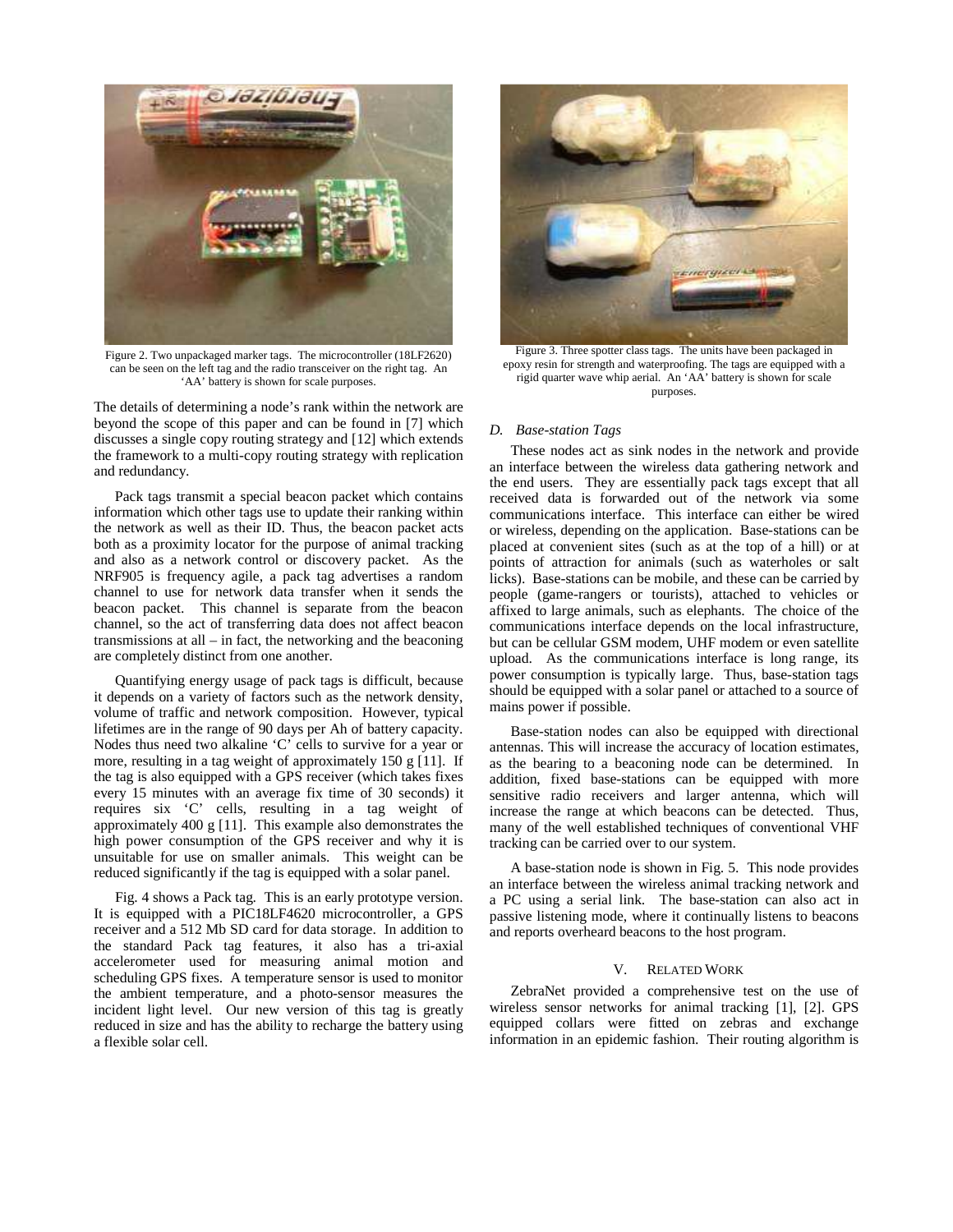Figure 2. Two unpackaged marker tags. The microcontroller (18LF2620) can be seen on the left tag and the radio transceiver on the right tag. An 'AA' battery is shown for scale purposes.

The details of determining a node's rank within the network are beyond the scope of this paper and can be found in [7] which discusses a single copy routing strategy and [12] which extends the framework to a multi-copy routing strategy with replication and redundancy.

Pack tags transmit a special beacon packet which contains information which other tags use to update their ranking within the network as well as their ID. Thus, the beacon packet acts both as a proximity locator for the purpose of animal tracking and also as a network control or discovery packet. As the NRF905 is frequency agile, a pack tag advertises a random channel to use for network data transfer when it sends the beacon packet. This channel is separate from the beacon channel, so the act of transferring data does not affect beacon transmissions at all – in fact, the networking and the beaconing are completely distinct from one another.

Quantifying energy usage of pack tags is difficult, because it depends on a variety of factors such as the network density, volume of traffic and network composition. However, typical lifetimes are in the range of 90 days per Ah of battery capacity. Nodes thus need two alkaline 'C' cells to survive for a year or more, resulting in a tag weight of approximately 150 g [11]. If the tag is also equipped with a GPS receiver (which takes fixes every 15 minutes with an average fix time of 30 seconds) it requires six 'C' cells, resulting in a tag weight of approximately 400 g [11]. This example also demonstrates the high power consumption of the GPS receiver and why it is unsuitable for use on smaller animals. This weight can be reduced significantly if the tag is equipped with a solar panel.

Fig. 4 shows a Pack tag. This is an early prototype version. It is equipped with a PIC18LF4620 microcontroller, a GPS receiver and a 512 Mb SD card for data storage. In addition to the standard Pack tag features, it also has a tri-axial accelerometer used for measuring animal motion and scheduling GPS fixes. A temperature sensor is used to monitor the ambient temperature, and a photo-sensor measures the incident light level. Our new version of this tag is greatly reduced in size and has the ability to recharge the battery using a flexible solar cell.

Figure 3. Three spotter class tags. The units have been packaged in epoxy resin for strength and waterproofing. The tags are equipped with a rigid quarter wave whip aerial. An 'AA' battery is shown for scale purposes.

### *D. Base-station Tags*

These nodes act as sink nodes in the network and provide an interface between the wireless data gathering network and the end users. They are essentially pack tags except that all received data is forwarded out of the network via some communications interface. This interface can either be wired or wireless, depending on the application. Base-stations can be placed at convenient sites (such as at the top of a hill) or at points of attraction for animals (such as waterholes or salt licks). Base-stations can be mobile, and these can be carried by people (game-rangers or tourists), attached to vehicles or affixed to large animals, such as elephants. The choice of the communications interface depends on the local infrastructure, but can be cellular GSM modem, UHF modem or even satellite upload. As the communications interface is long range, its power consumption is typically large. Thus, base-station tags should be equipped with a solar panel or attached to a source of mains power if possible.

Base-station nodes can also be equipped with directional antennas. This will increase the accuracy of location estimates, as the bearing to a beaconing node can be determined. In addition, fixed base-stations can be equipped with more sensitive radio receivers and larger antenna, which will increase the range at which beacons can be detected. Thus, many of the well established techniques of conventional VHF tracking can be carried over to our system.

A base-station node is shown in Fig. 5. This node provides an interface between the wireless animal tracking network and a PC using a serial link. The base-station can also act in passive listening mode, where it continually listens to beacons and reports overheard beacons to the host program.

## V. Related Work

ZebraNet provided a comprehensive test on the use of wireless sensor networks for animal tracking [1], [2]. GPS equipped collars were fitted on zebras and exchange information in an epidemic fashion. Their routing algorithm is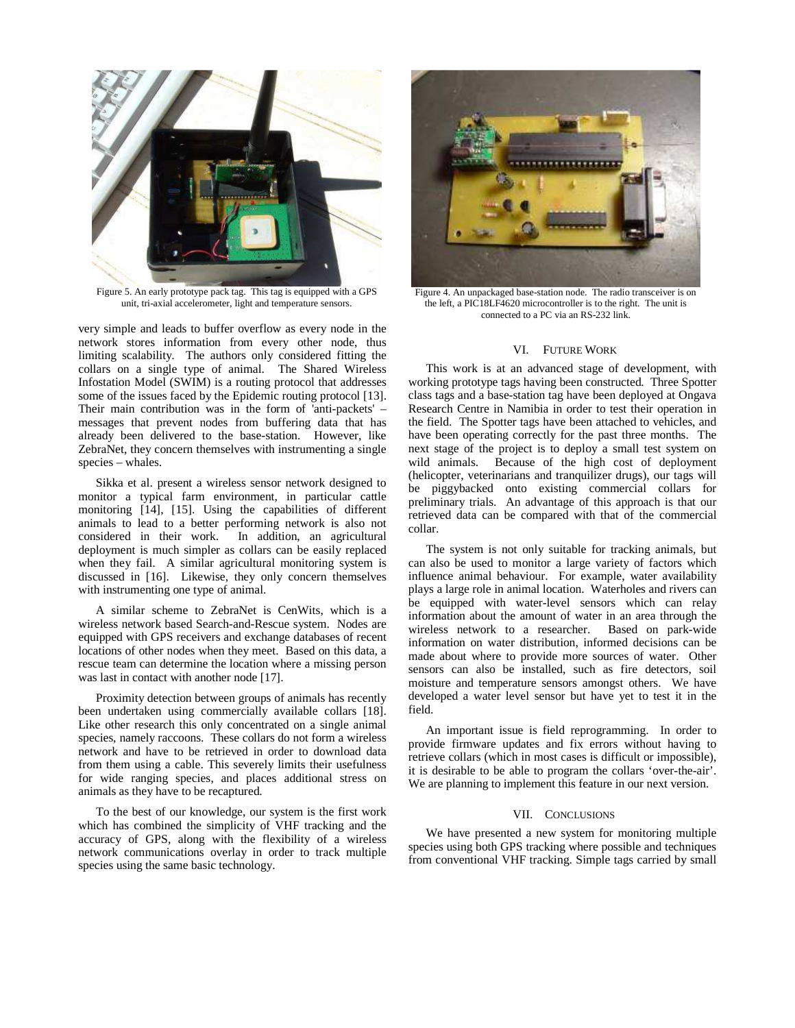Figure 5. An early prototype pack tag. This tag is equipped with a GPS unit, tri-axial accelerometer, light and temperature sensors.

very simple and leads to buffer overflow as every node in the network stores information from every other node, thus limiting scalability. The authors only considered fitting the collars on a single type of animal. The Shared Wireless Infostation Model (SWIM) is a routing protocol that addresses some of the issues faced by the Epidemic routing protocol [13]. Their main contribution was in the form of 'anti-packets' – messages that prevent nodes from buffering data that has already been delivered to the base-station. However, like ZebraNet, they concern themselves with instrumenting a single species – whales.

Sikka et al. present a wireless sensor network designed to monitor a typical farm environment, in particular cattle monitoring [14], [15]. Using the capabilities of different animals to lead to a better performing network is also not considered in their work. In addition, an agricultural deployment is much simpler as collars can be easily replaced when they fail. A similar agricultural monitoring system is discussed in [16]. Likewise, they only concern themselves with instrumenting one type of animal.

A similar scheme to ZebraNet is CenWits, which is a wireless network based Search-and-Rescue system. Nodes are equipped with GPS receivers and exchange databases of recent locations of other nodes when they meet. Based on this data, a rescue team can determine the location where a missing person was last in contact with another node [17].

Proximity detection between groups of animals has recently been undertaken using commercially available collars [18]. Like other research this only concentrated on a single animal species, namely raccoons. These collars do not form a wireless network and have to be retrieved in order to download data from them using a cable. This severely limits their usefulness for wide ranging species, and places additional stress on animals as they have to be recaptured.

To the best of our knowledge, our system is the first work which has combined the simplicity of VHF tracking and the accuracy of GPS, along with the flexibility of a wireless network communications overlay in order to track multiple species using the same basic technology.

Figure 4. An unpackaged base-station node. The radio transceiver is on the left, a PIC18LF4620 microcontroller is to the right. The unit is connected to a PC via an RS-232 link.

## VI. Future Work

This work is at an advanced stage of development, with working prototype tags having been constructed. Three Spotter class tags and a base-station tag have been deployed at Ongava Research Centre in Namibia in order to test their operation in the field. The Spotter tags have been attached to vehicles, and have been operating correctly for the past three months. The next stage of the project is to deploy a small test system on wild animals. Because of the high cost of deployment (helicopter, veterinarians and tranquilizer drugs), our tags will be piggybacked onto existing commercial collars for preliminary trials. An advantage of this approach is that our retrieved data can be compared with that of the commercial collar.

The system is not only suitable for tracking animals, but can also be used to monitor a large variety of factors which influence animal behaviour. For example, water availability plays a large role in animal location. Waterholes and rivers can be equipped with water-level sensors which can relay information about the amount of water in an area through the wireless network to a researcher. Based on park-wide information on water distribution, informed decisions can be made about where to provide more sources of water. Other sensors can also be installed, such as fire detectors, soil moisture and temperature sensors amongst others. We have developed a water level sensor but have yet to test it in the field.

An important issue is field reprogramming. In order to provide firmware updates and fix errors without having to retrieve collars (which in most cases is difficult or impossible), it is desirable to be able to program the collars 'over-the-air'. We are planning to implement this feature in our next version.

## VII. Conclusions

We have presented a new system for monitoring multiple species using both GPS tracking where possible and techniques from conventional VHF tracking. Simple tags carried by small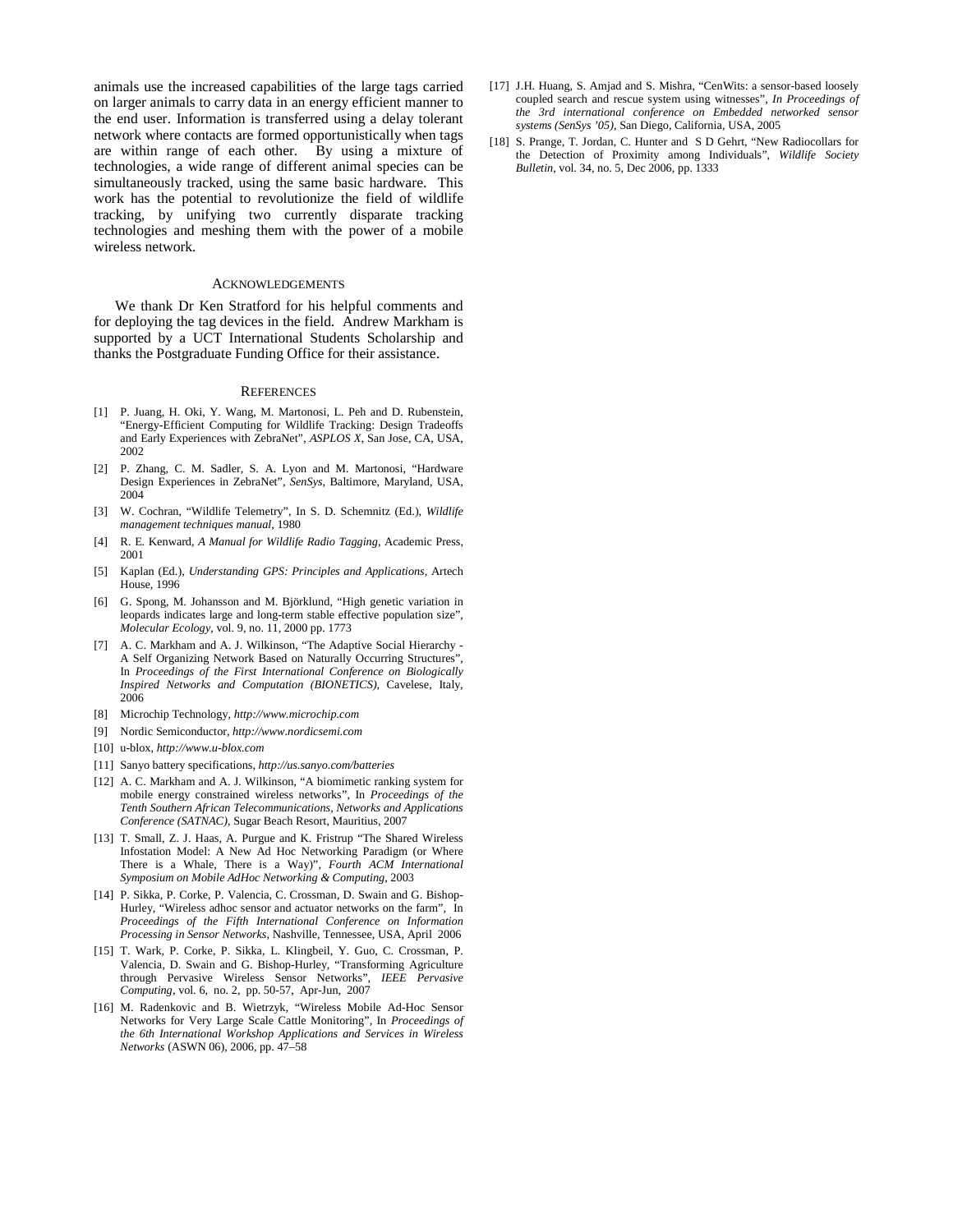animals use the increased capabilities of the large tags carried on larger animals to carry data in an energy efficient manner to the end user. Information is transferred using a delay tolerant network where contacts are formed opportunistically when tags are within range of each other. By using a mixture of technologies, a wide range of different animal species can be simultaneously tracked, using the same basic hardware. This work has the potential to revolutionize the field of wildlife tracking, by unifying two currently disparate tracking technologies and meshing them with the power of a mobile wireless network.

## Acknowledgements

We thank Dr Ken Stratford for his helpful comments and for deploying the tag devices in the field. Andrew Markham is supported by a UCT International Students Scholarship and thanks the Postgraduate Funding Office for their assistance.

## References

[1] P. Juang, H. Oki, Y. Wang, M. Martonosi, L. Peh and D. Rubenstein, "Energy-Efficient Computing for Wildlife Tracking: Design Tradeoffs and Early Experiences with ZebraNet", *ASPLOS X*, San Jose, CA, USA, 2002

[2] P. Zhang, C. M. Sadler, S. A. Lyon and M. Martonosi, "Hardware Design Experiences in ZebraNet", *SenSys*, Baltimore, Maryland, USA, 2004

[3] W. Cochran, "Wildlife Telemetry", In S. D. Schemnitz (Ed.), *Wildlife management techniques manual*, 1980

[4] R. E. Kenward, *A Manual for Wildlife Radio Tagging*, Academic Press, 2001

[5] Kaplan (Ed.), *Understanding GPS: Principles and Applications*, Artech House, 1996

[6] G. Spong, M. Johansson and M. Björklund, "High genetic variation in leopards indicates large and long-term stable effective population size", *Molecular Ecology*, vol. 9, no. 11, 2000 pp. 1773

[7] A. C. Markham and A. J. Wilkinson, "The Adaptive Social Hierarchy - A Self Organizing Network Based on Naturally Occurring Structures", In *Proceedings of the First International Conference on Biologically Inspired Networks and Computation (BIONETICS)*, Cavelese, Italy, 2006

[8] Microchip Technology, *http://www.microchip.com*

[9] Nordic Semiconductor, *http://www.nordicsemi.com*

[10] u-blox, *http://www.u-blox.com*

[11] Sanyo battery specifications, *http://us.sanyo.com/batteries*

[12] A. C. Markham and A. J. Wilkinson, "A biomimetic ranking system for mobile energy constrained wireless networks", In *Proceedings of the Tenth Southern African Telecommunications, Networks and Applications Conference (SATNAC)*, Sugar Beach Resort, Mauritius, 2007

[13] T. Small, Z. J. Haas, A. Purgue and K. Fristrup "The Shared Wireless Infostation Model: A New Ad Hoc Networking Paradigm (or Where There is a Whale, There is a Way)", *Fourth ACM International Symposium on Mobile AdHoc Networking & Computing*, 2003

[14] P. Sikka, P. Corke, P. Valencia, C. Crossman, D. Swain and G. Bishop-Hurley, "Wireless adhoc sensor and actuator networks on the farm", In *Proceedings of the Fifth International Conference on Information Processing in Sensor Networks*, Nashville, Tennessee, USA, April 2006

[15] T. Wark, P. Corke, P. Sikka, L. Klingbeil, Y. Guo, C. Crossman, P. Valencia, D. Swain and G. Bishop-Hurley, "Transforming Agriculture through Pervasive Wireless Sensor Networks", *IEEE Pervasive Computing*, vol. 6, no. 2, pp. 50-57, Apr-Jun, 2007

[16] M. Radenkovic and B. Wietrzyk, "Wireless Mobile Ad-Hoc Sensor Networks for Very Large Scale Cattle Monitoring", In *Proceedings of the 6th International Workshop Applications and Services in Wireless Networks* (ASWN 06), 2006, pp. 47–58

[17] J.H. Huang, S. Amjad and S. Mishra, "CenWits: a sensor-based loosely coupled search and rescue system using witnesses", *In Proceedings of the 3rd international conference on Embedded networked sensor systems (SenSys '05)*, San Diego, California, USA, 2005

[18] S. Prange, T. Jordan, C. Hunter and S D Gehrt, "New Radiocollars for the Detection of Proximity among Individuals", *Wildlife Society Bulletin*, vol. 34, no. 5, Dec 2006, pp. 1333